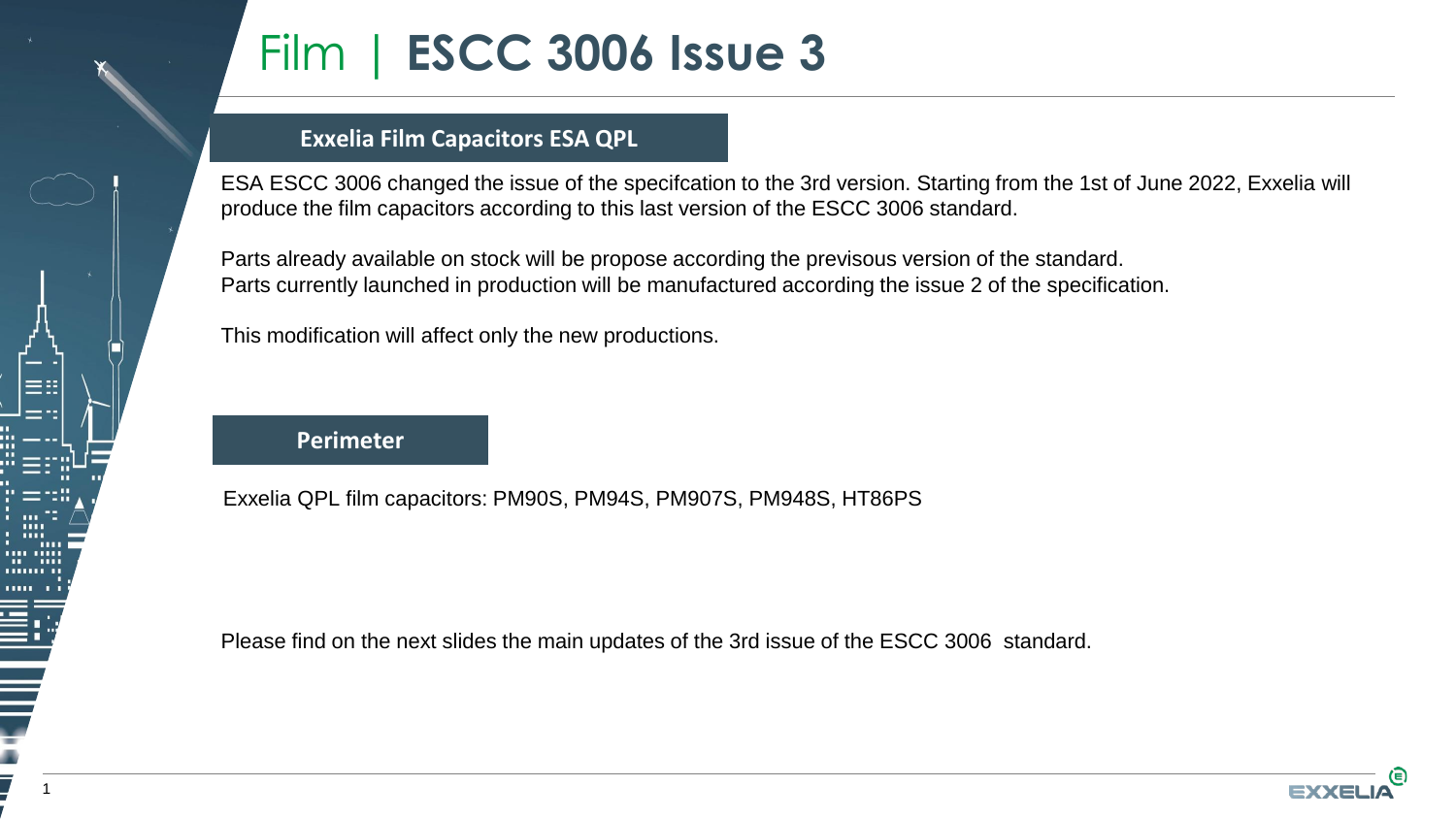# Film | ESCC 3006 Issue 3

## Exxelia Film Capacitors ESA QPL

ESA ESCC 3006 changed the issue of the specifcation to the 3rd version. Starting from the 1st of June 2022, Exxelia will produce the film capacitors according to this last version of the ESCC 3006 standard.

Parts already available on stock will be propose according the previsous version of the standard.
Parts currently launched in production will be manufactured according the issue 2 of the specification.

This modification will affect only the new productions.

## Perimeter

Exxelia QPL film capacitors: PM90S, PM94S, PM907S, PM948S, HT86PS

Please find on the next slides the main updates of the 3rd issue of the ESCC 3006 standard.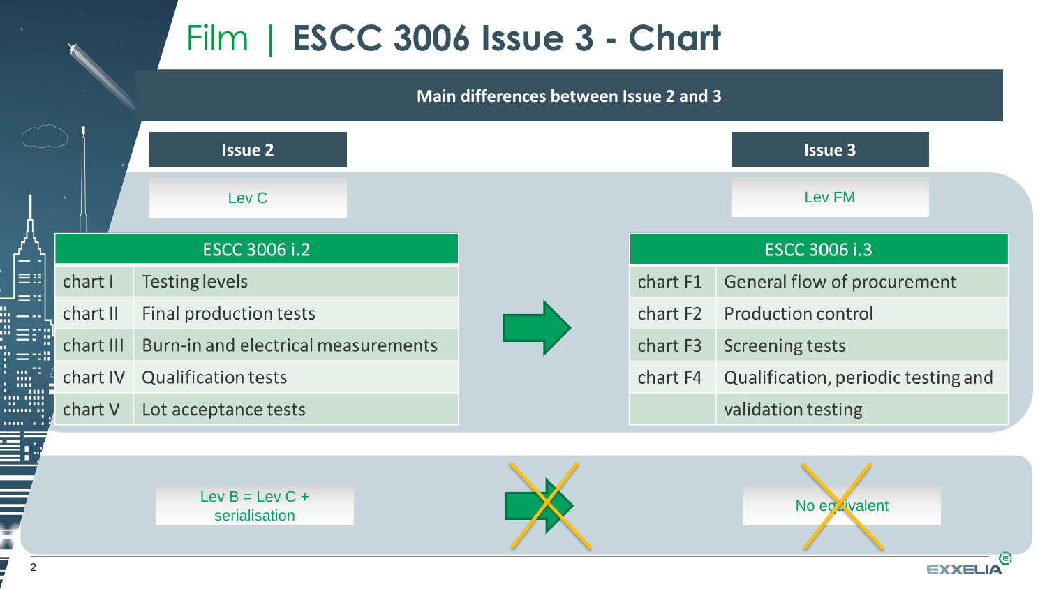# Film | ESCC 3006 Issue 3 - Chart

## Main differences between Issue 2 and 3

| Issue 2 | Issue 3 |
| --- | --- |
| Lev C | Lev FM |

| ESCC 3006 i.2 | |
| --- | --- |
| chart I | Testing levels |
| chart II | Final production tests |
| chart III | Burn-in and electrical measurements |
| chart IV | Qualification tests |
| chart V | Lot acceptance tests |

| ESCC 3006 i.3 | |
| --- | --- |
| chart F1 | General flow of procurement |
| chart F2 | Production control |
| chart F3 | Screening tests |
| chart F4 | Qualification, periodic testing and validation testing |

Lev B = Lev C + serialisation

No equivalent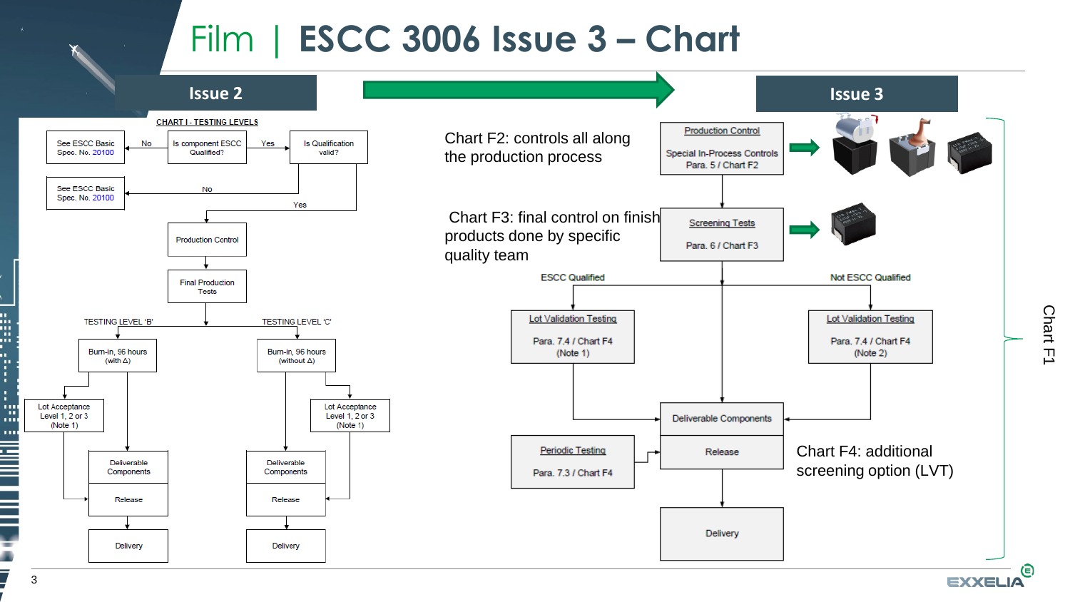# Film | ESCC 3006 Issue 3 – Chart

## Issue 2

**CHART I - TESTING LEVELS**

- Is component ESCC Qualified?
  - No → See ESCC Basic Spec. No. 20100
  - Yes → Is Qualification valid?
    - No → See ESCC Basic Spec. No. 20100
    - Yes → Production Control → Final Production Tests

TESTING LEVEL 'B':
- Burn-in, 96 hours (with Δ)
- Lot Acceptance Level 1, 2 or 3 (Note 1)
- Deliverable Components
- Release
- Delivery

TESTING LEVEL 'C':
- Burn-in, 96 hours (without Δ)
- Lot Acceptance Level 1, 2 or 3 (Note 1)
- Deliverable Components
- Release
- Delivery

## Issue 3

Chart F2: controls all along the production process

- Production Control — Special In-Process Controls, Para. 5 / Chart F2

Chart F3: final control on finish products done by specific quality team

- Screening Tests — Para. 6 / Chart F3

ESCC Qualified:
- Lot Validation Testing — Para. 7.4 / Chart F4 (Note 1)

Not ESCC Qualified:
- Lot Validation Testing — Para. 7.4 / Chart F4 (Note 2)

- Deliverable Components
- Periodic Testing — Para. 7.3 / Chart F4 → Release
- Delivery

Chart F4: additional screening option (LVT)

Chart F1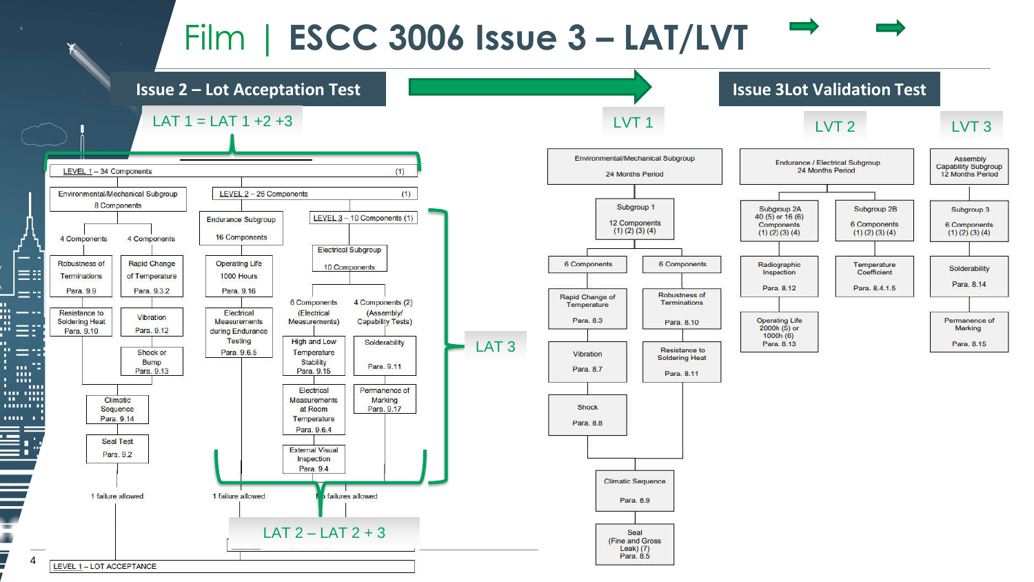# Film | ESCC 3006 Issue 3 – LAT/LVT

## Issue 2 – Lot Acceptation Test

LAT 1 = LAT 1 +2 +3

LEVEL 1 – 34 Components (1)

- Environmental/Mechanical Subgroup – 8 Components
  - 4 Components
    - Robustness of Terminations – Para. 9.9
    - Resistance to Soldering Heat – Para. 9.10
  - 4 Components
    - Rapid Change of Temperature – Para. 9.3.2
    - Vibration – Para. 9.12
    - Shock or Bump – Para. 9.13
  - Climatic Sequence – Para. 9.14
  - Seal Test – Para. 9.2
  - 1 failure allowed

LEVEL 2 – 26 Components (1)

- Endurance Subgroup – 16 Components
  - Operating Life 1000 Hours – Para. 9.16
  - Electrical Measurements during Endurance Testing – Para. 9.6.5
  - 1 failure allowed

LEVEL 3 – 10 Components (1)

- Electrical Subgroup – 10 Components
  - 6 Components (Electrical Measurements)
    - High and Low Temperature Stability – Para. 9.15
    - Electrical Measurements at Room Temperature – Para. 9.6.4
    - External Visual Inspection – Para. 9.4
  - 4 Components (2) (Assembly/ Capability Tests)
    - Solderability – Para. 9.11
    - Permanence of Marking – Para. 9.17
  - No failures allowed

LAT 3

LAT 2 – LAT 2 + 3

LEVEL 1 – LOT ACCEPTANCE

## Issue 3 Lot Validation Test

### LVT 1

Environmental/Mechanical Subgroup – 24 Months Period

- Subgroup 1 – 12 Components (1) (2) (3) (4)
  - 6 Components
    - Rapid Change of Temperature – Para. 8.3
    - Vibration – Para. 8.7
    - Shock – Para. 8.8
  - 6 Components
    - Robustness of Terminations – Para. 8.10
    - Resistance to Soldering Heat – Para. 8.11
  - Climatic Sequence – Para. 8.9
  - Seal (Fine and Gross Leak) (7) – Para. 8.5

### LVT 2

Endurance / Electrical Subgroup – 24 Months Period

- Subgroup 2A – 40 (5) or 16 (6) Components (1) (2) (3) (4)
  - Radiographic Inspection – Para. 8.12
  - Operating Life 2000h (5) or 1000h (6) – Para. 8.13
- Subgroup 2B – 6 Components (1) (2) (3) (4)
  - Temperature Coefficient – Para. 8.4.1.5

### LVT 3

Assembly Capability Subgroup – 12 Months Period

- Subgroup 3 – 6 Components (1) (2) (3) (4)
  - Solderability – Para. 8.14
  - Permanence of Marking – Para. 8.15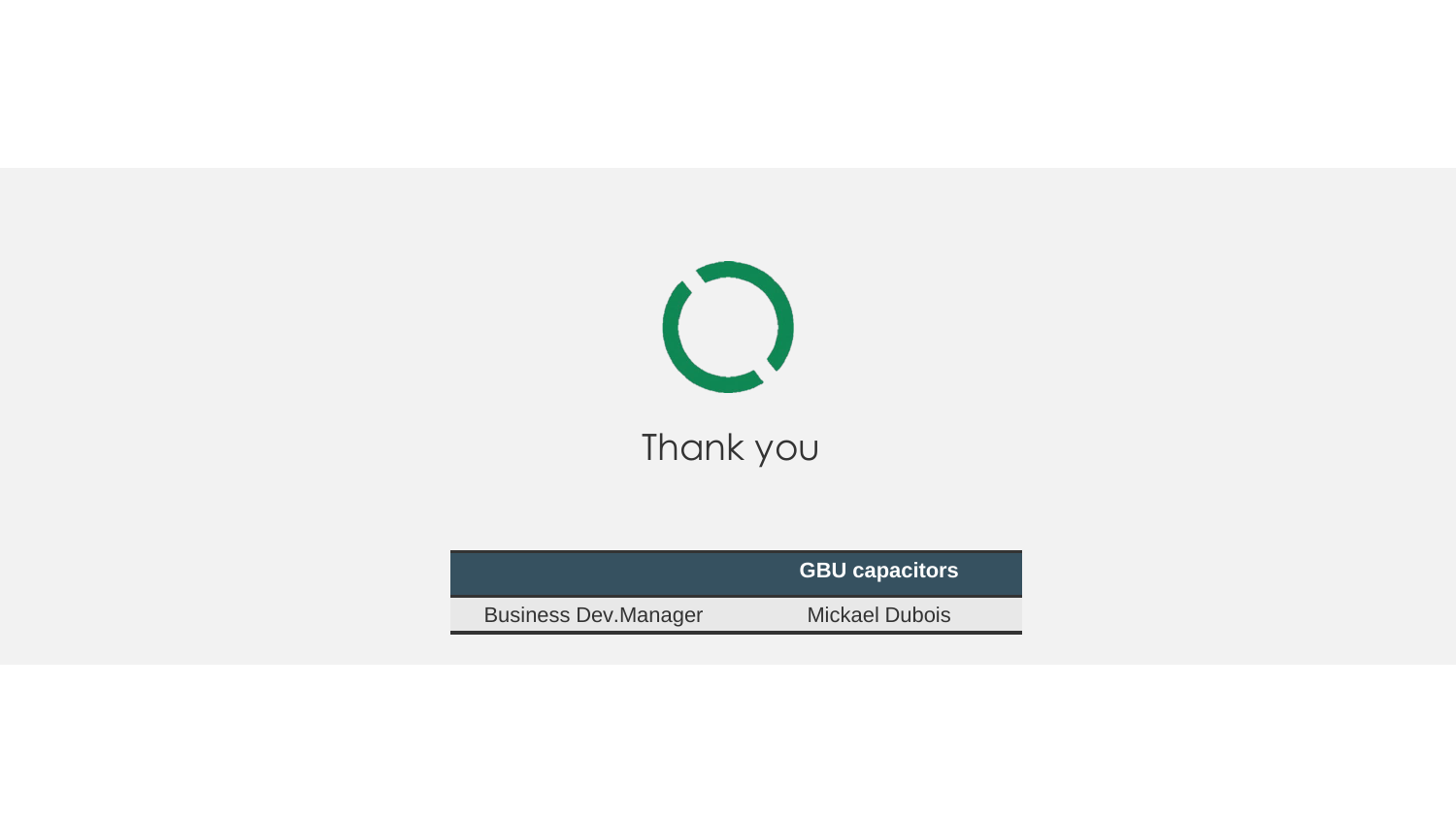Thank you

| | GBU capacitors |
| --- | --- |
| Business Dev.Manager | Mickael Dubois |